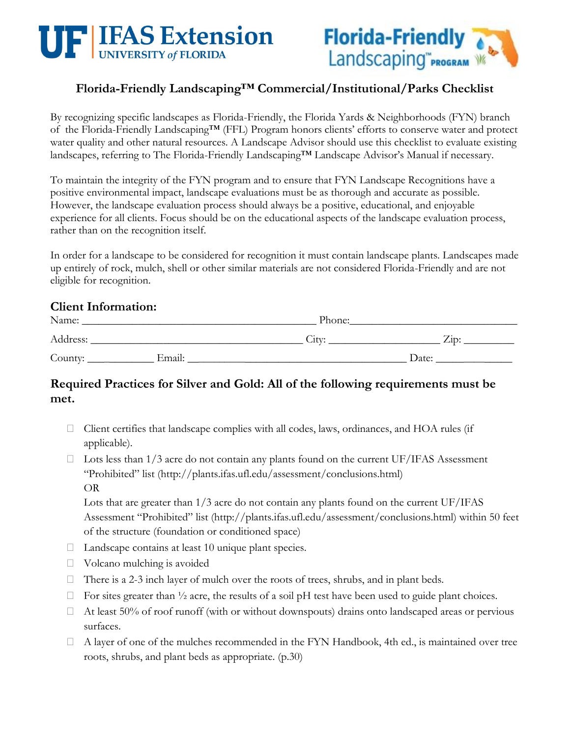UF | IFAS Extension UNIVERSITY of FLORIDA

Florida-Friendly Landscaping™ PROGRAM

## Florida-Friendly Landscaping™ Commercial/Institutional/Parks Checklist

By recognizing specific landscapes as Florida-Friendly, the Florida Yards & Neighborhoods (FYN) branch of the Florida-Friendly Landscaping™ (FFL) Program honors clients' efforts to conserve water and protect water quality and other natural resources. A Landscape Advisor should use this checklist to evaluate existing landscapes, referring to The Florida-Friendly Landscaping™ Landscape Advisor's Manual if necessary.

To maintain the integrity of the FYN program and to ensure that FYN Landscape Recognitions have a positive environmental impact, landscape evaluations must be as thorough and accurate as possible. However, the landscape evaluation process should always be a positive, educational, and enjoyable experience for all clients. Focus should be on the educational aspects of the landscape evaluation process, rather than on the recognition itself.

In order for a landscape to be considered for recognition it must contain landscape plants. Landscapes made up entirely of rock, mulch, shell or other similar materials are not considered Florida-Friendly and are not eligible for recognition.

### Client Information:

Name: ____________________________________________ Phone: ______________________________

Address: ________________________________________ City: ____________________ Zip: _________

County: ____________ Email: ________________________________________ Date: ______________

### Required Practices for Silver and Gold: All of the following requirements must be met.

- ☐ Client certifies that landscape complies with all codes, laws, ordinances, and HOA rules (if applicable).
- ☐ Lots less than 1/3 acre do not contain any plants found on the current UF/IFAS Assessment "Prohibited" list (http://plants.ifas.ufl.edu/assessment/conclusions.html)
  OR
  Lots that are greater than 1/3 acre do not contain any plants found on the current UF/IFAS Assessment "Prohibited" list (http://plants.ifas.ufl.edu/assessment/conclusions.html) within 50 feet of the structure (foundation or conditioned space)
- ☐ Landscape contains at least 10 unique plant species.
- ☐ Volcano mulching is avoided
- ☐ There is a 2-3 inch layer of mulch over the roots of trees, shrubs, and in plant beds.
- ☐ For sites greater than ½ acre, the results of a soil pH test have been used to guide plant choices.
- ☐ At least 50% of roof runoff (with or without downspouts) drains onto landscaped areas or pervious surfaces.
- ☐ A layer of one of the mulches recommended in the FYN Handbook, 4th ed., is maintained over tree roots, shrubs, and plant beds as appropriate. (p.30)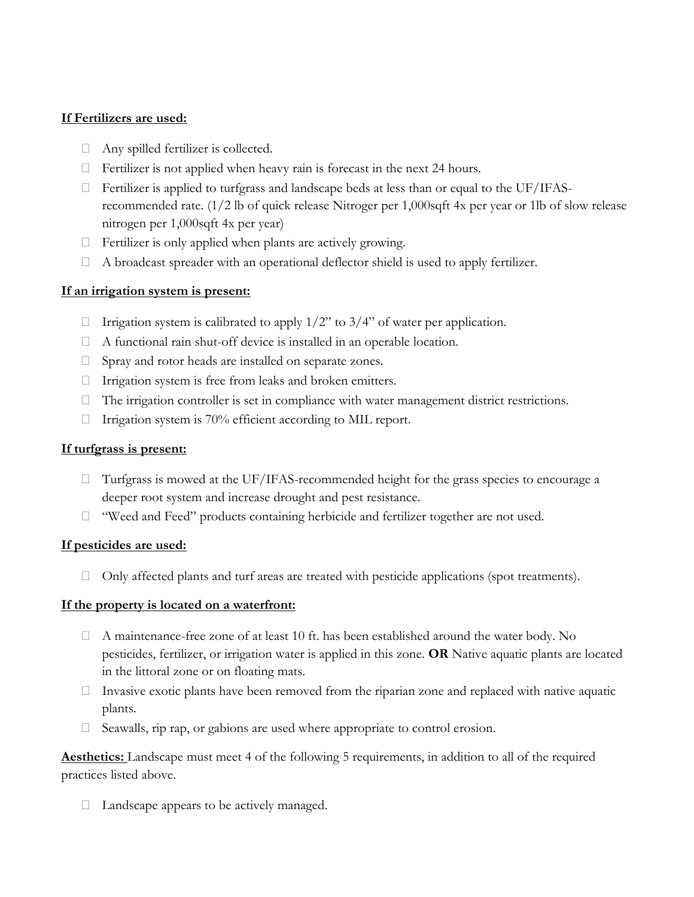**If Fertilizers are used:**

- ☐ Any spilled fertilizer is collected.
- ☐ Fertilizer is not applied when heavy rain is forecast in the next 24 hours.
- ☐ Fertilizer is applied to turfgrass and landscape beds at less than or equal to the UF/IFAS-recommended rate. (1/2 lb of quick release Nitroger per 1,000sqft 4x per year or 1lb of slow release nitrogen per 1,000sqft 4x per year)
- ☐ Fertilizer is only applied when plants are actively growing.
- ☐ A broadcast spreader with an operational deflector shield is used to apply fertilizer.

**If an irrigation system is present:**

- ☐ Irrigation system is calibrated to apply 1/2" to 3/4" of water per application.
- ☐ A functional rain shut-off device is installed in an operable location.
- ☐ Spray and rotor heads are installed on separate zones.
- ☐ Irrigation system is free from leaks and broken emitters.
- ☐ The irrigation controller is set in compliance with water management district restrictions.
- ☐ Irrigation system is 70% efficient according to MIL report.

**If turfgrass is present:**

- ☐ Turfgrass is mowed at the UF/IFAS-recommended height for the grass species to encourage a deeper root system and increase drought and pest resistance.
- ☐ "Weed and Feed" products containing herbicide and fertilizer together are not used.

**If pesticides are used:**

- ☐ Only affected plants and turf areas are treated with pesticide applications (spot treatments).

**If the property is located on a waterfront:**

- ☐ A maintenance-free zone of at least 10 ft. has been established around the water body. No pesticides, fertilizer, or irrigation water is applied in this zone. **OR** Native aquatic plants are located in the littoral zone or on floating mats.
- ☐ Invasive exotic plants have been removed from the riparian zone and replaced with native aquatic plants.
- ☐ Seawalls, rip rap, or gabions are used where appropriate to control erosion.

**Aesthetics:** Landscape must meet 4 of the following 5 requirements, in addition to all of the required practices listed above.

- ☐ Landscape appears to be actively managed.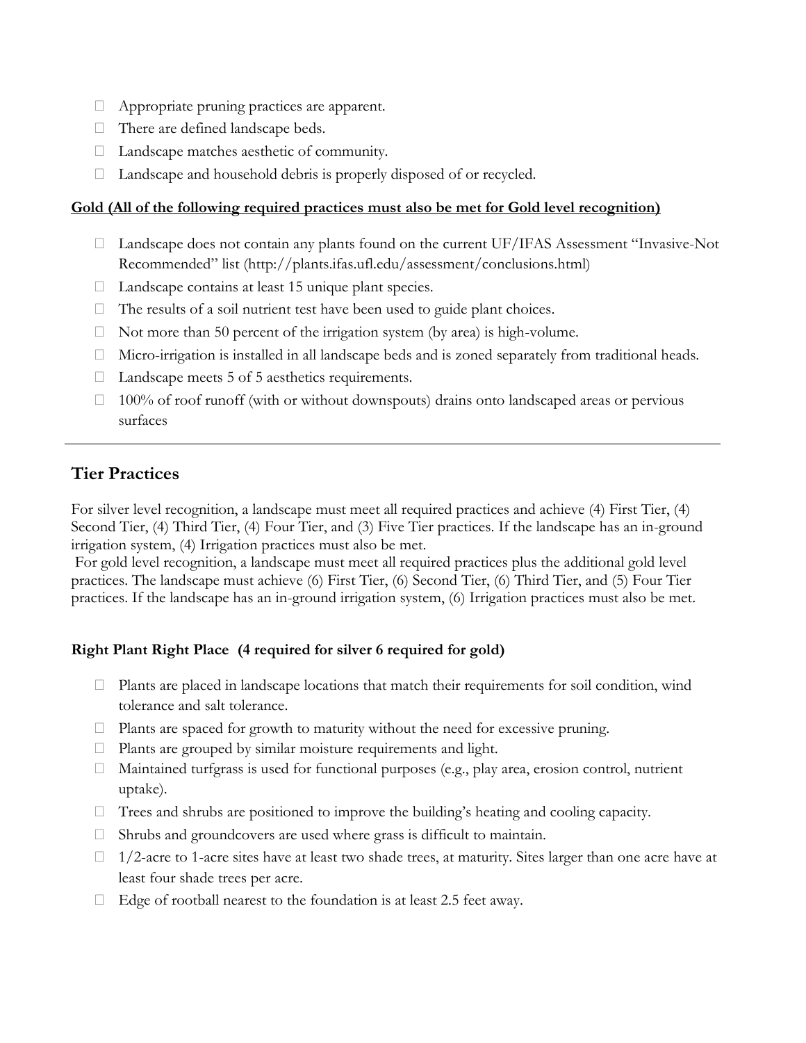- Appropriate pruning practices are apparent.
- There are defined landscape beds.
- Landscape matches aesthetic of community.
- Landscape and household debris is properly disposed of or recycled.

**Gold (All of the following required practices must also be met for Gold level recognition)**

- Landscape does not contain any plants found on the current UF/IFAS Assessment "Invasive-Not Recommended" list (http://plants.ifas.ufl.edu/assessment/conclusions.html)
- Landscape contains at least 15 unique plant species.
- The results of a soil nutrient test have been used to guide plant choices.
- Not more than 50 percent of the irrigation system (by area) is high-volume.
- Micro-irrigation is installed in all landscape beds and is zoned separately from traditional heads.
- Landscape meets 5 of 5 aesthetics requirements.
- 100% of roof runoff (with or without downspouts) drains onto landscaped areas or pervious surfaces

---

## Tier Practices

For silver level recognition, a landscape must meet all required practices and achieve (4) First Tier, (4) Second Tier, (4) Third Tier, (4) Four Tier, and (3) Five Tier practices. If the landscape has an in-ground irrigation system, (4) Irrigation practices must also be met.

For gold level recognition, a landscape must meet all required practices plus the additional gold level practices. The landscape must achieve (6) First Tier, (6) Second Tier, (6) Third Tier, and (5) Four Tier practices. If the landscape has an in-ground irrigation system, (6) Irrigation practices must also be met.

### Right Plant Right Place (4 required for silver 6 required for gold)

- Plants are placed in landscape locations that match their requirements for soil condition, wind tolerance and salt tolerance.
- Plants are spaced for growth to maturity without the need for excessive pruning.
- Plants are grouped by similar moisture requirements and light.
- Maintained turfgrass is used for functional purposes (e.g., play area, erosion control, nutrient uptake).
- Trees and shrubs are positioned to improve the building's heating and cooling capacity.
- Shrubs and groundcovers are used where grass is difficult to maintain.
- 1/2-acre to 1-acre sites have at least two shade trees, at maturity. Sites larger than one acre have at least four shade trees per acre.
- Edge of rootball nearest to the foundation is at least 2.5 feet away.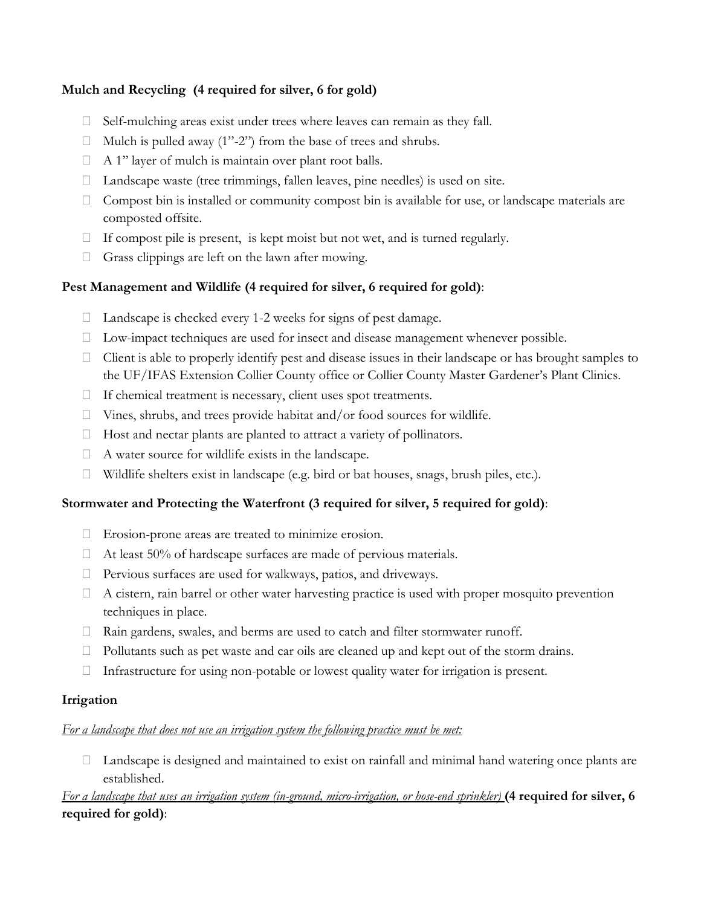**Mulch and Recycling (4 required for silver, 6 for gold)**

- Self-mulching areas exist under trees where leaves can remain as they fall.
- Mulch is pulled away (1"-2") from the base of trees and shrubs.
- A 1" layer of mulch is maintain over plant root balls.
- Landscape waste (tree trimmings, fallen leaves, pine needles) is used on site.
- Compost bin is installed or community compost bin is available for use, or landscape materials are composted offsite.
- If compost pile is present, is kept moist but not wet, and is turned regularly.
- Grass clippings are left on the lawn after mowing.

**Pest Management and Wildlife (4 required for silver, 6 required for gold)**:

- Landscape is checked every 1-2 weeks for signs of pest damage.
- Low-impact techniques are used for insect and disease management whenever possible.
- Client is able to properly identify pest and disease issues in their landscape or has brought samples to the UF/IFAS Extension Collier County office or Collier County Master Gardener's Plant Clinics.
- If chemical treatment is necessary, client uses spot treatments.
- Vines, shrubs, and trees provide habitat and/or food sources for wildlife.
- Host and nectar plants are planted to attract a variety of pollinators.
- A water source for wildlife exists in the landscape.
- Wildlife shelters exist in landscape (e.g. bird or bat houses, snags, brush piles, etc.).

**Stormwater and Protecting the Waterfront (3 required for silver, 5 required for gold)**:

- Erosion-prone areas are treated to minimize erosion.
- At least 50% of hardscape surfaces are made of pervious materials.
- Pervious surfaces are used for walkways, patios, and driveways.
- A cistern, rain barrel or other water harvesting practice is used with proper mosquito prevention techniques in place.
- Rain gardens, swales, and berms are used to catch and filter stormwater runoff.
- Pollutants such as pet waste and car oils are cleaned up and kept out of the storm drains.
- Infrastructure for using non-potable or lowest quality water for irrigation is present.

**Irrigation**

*For a landscape that does not use an irrigation system the following practice must be met:*

- Landscape is designed and maintained to exist on rainfall and minimal hand watering once plants are established.

*For a landscape that uses an irrigation system (in-ground, micro-irrigation, or hose-end sprinkler)* **(4 required for silver, 6 required for gold)**: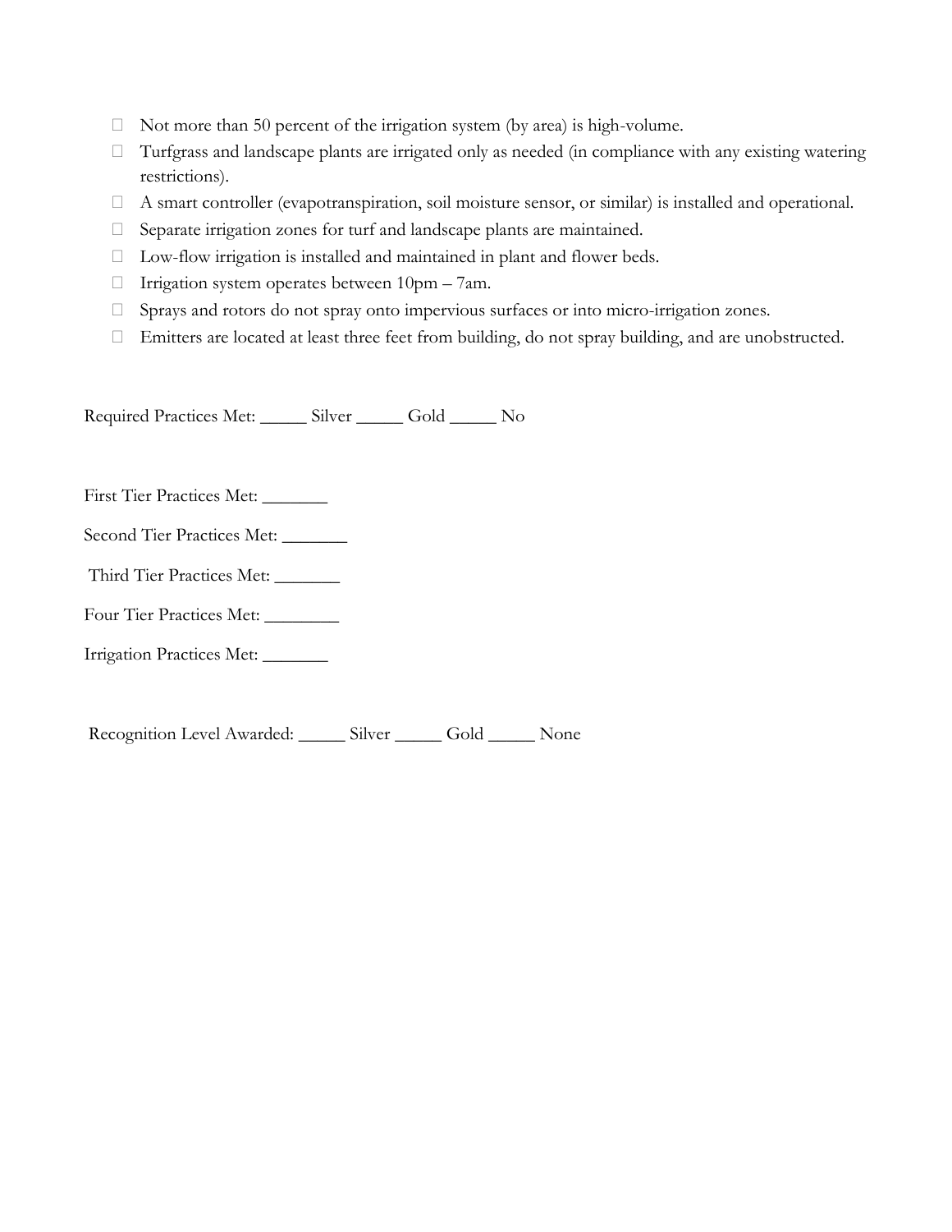- ☐ Not more than 50 percent of the irrigation system (by area) is high-volume.
- ☐ Turfgrass and landscape plants are irrigated only as needed (in compliance with any existing watering restrictions).
- ☐ A smart controller (evapotranspiration, soil moisture sensor, or similar) is installed and operational.
- ☐ Separate irrigation zones for turf and landscape plants are maintained.
- ☐ Low-flow irrigation is installed and maintained in plant and flower beds.
- ☐ Irrigation system operates between 10pm – 7am.
- ☐ Sprays and rotors do not spray onto impervious surfaces or into micro-irrigation zones.
- ☐ Emitters are located at least three feet from building, do not spray building, and are unobstructed.

Required Practices Met: _____ Silver _____ Gold _____ No

First Tier Practices Met: _______

Second Tier Practices Met: _______

Third Tier Practices Met: _______

Four Tier Practices Met: ________

Irrigation Practices Met: _______

Recognition Level Awarded: _____ Silver _____ Gold _____ None